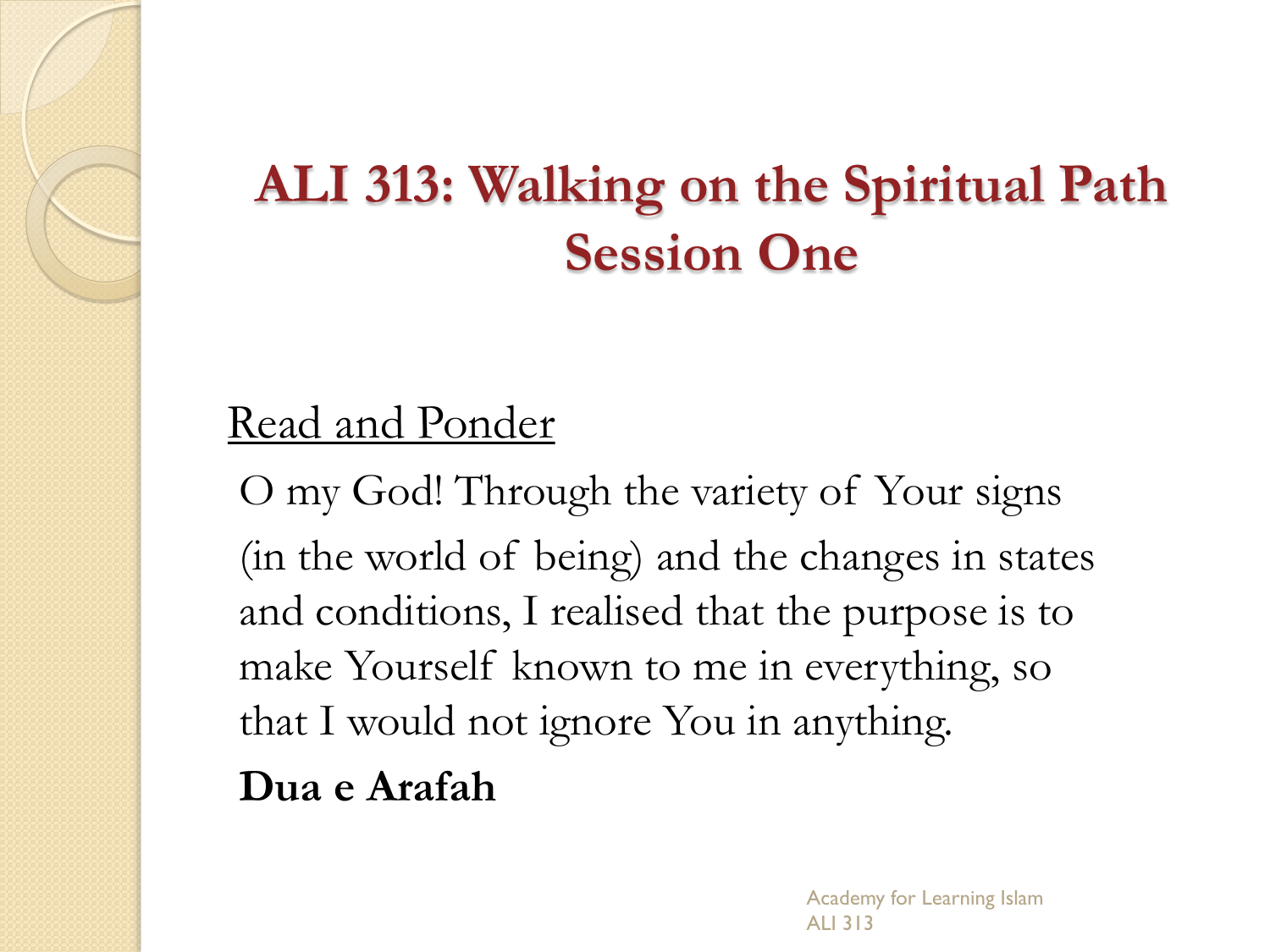# ALI 313: Walking on the Spiritual Path
# Session One

<u>Read and Ponder</u>

O my God! Through the variety of Your signs (in the world of being) and the changes in states and conditions, I realised that the purpose is to make Yourself known to me in everything, so that I would not ignore You in anything.

**Dua e Arafah**

Academy for Learning Islam
ALI 313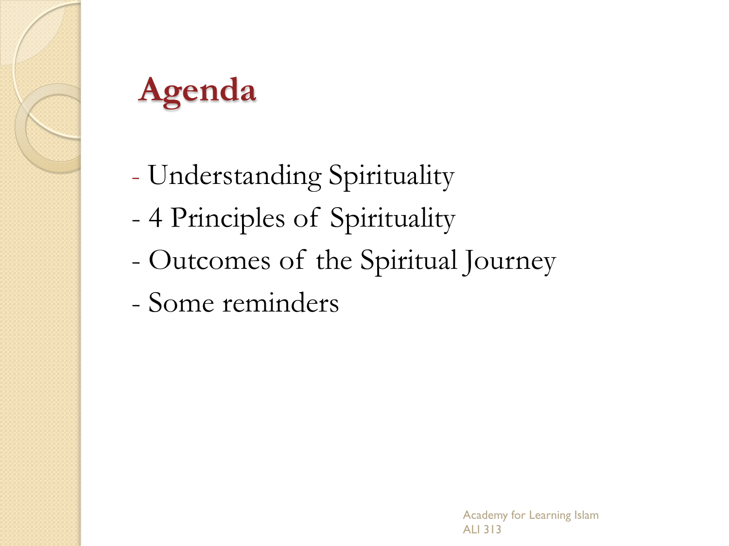# Agenda

- Understanding Spirituality
- 4 Principles of Spirituality
- Outcomes of the Spiritual Journey
- Some reminders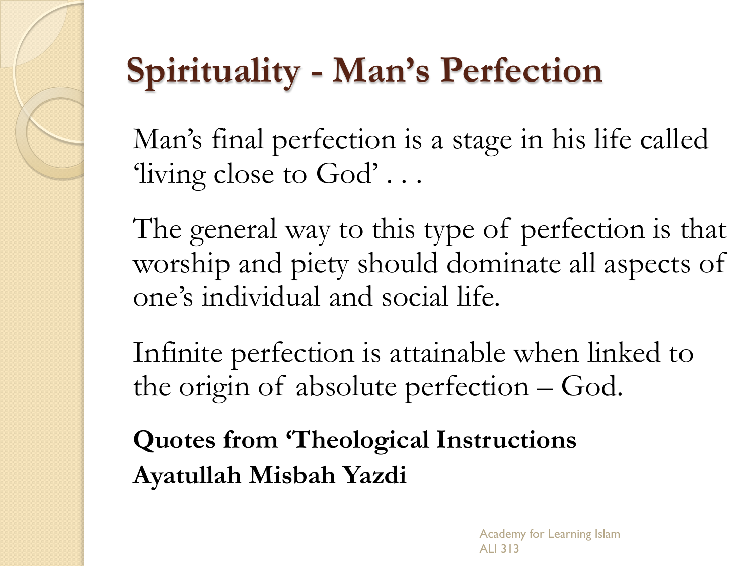# Spirituality - Man's Perfection

Man's final perfection is a stage in his life called 'living close to God' . . .

The general way to this type of perfection is that worship and piety should dominate all aspects of one's individual and social life.

Infinite perfection is attainable when linked to the origin of absolute perfection – God.

**Quotes from 'Theological Instructions**
**Ayatullah Misbah Yazdi**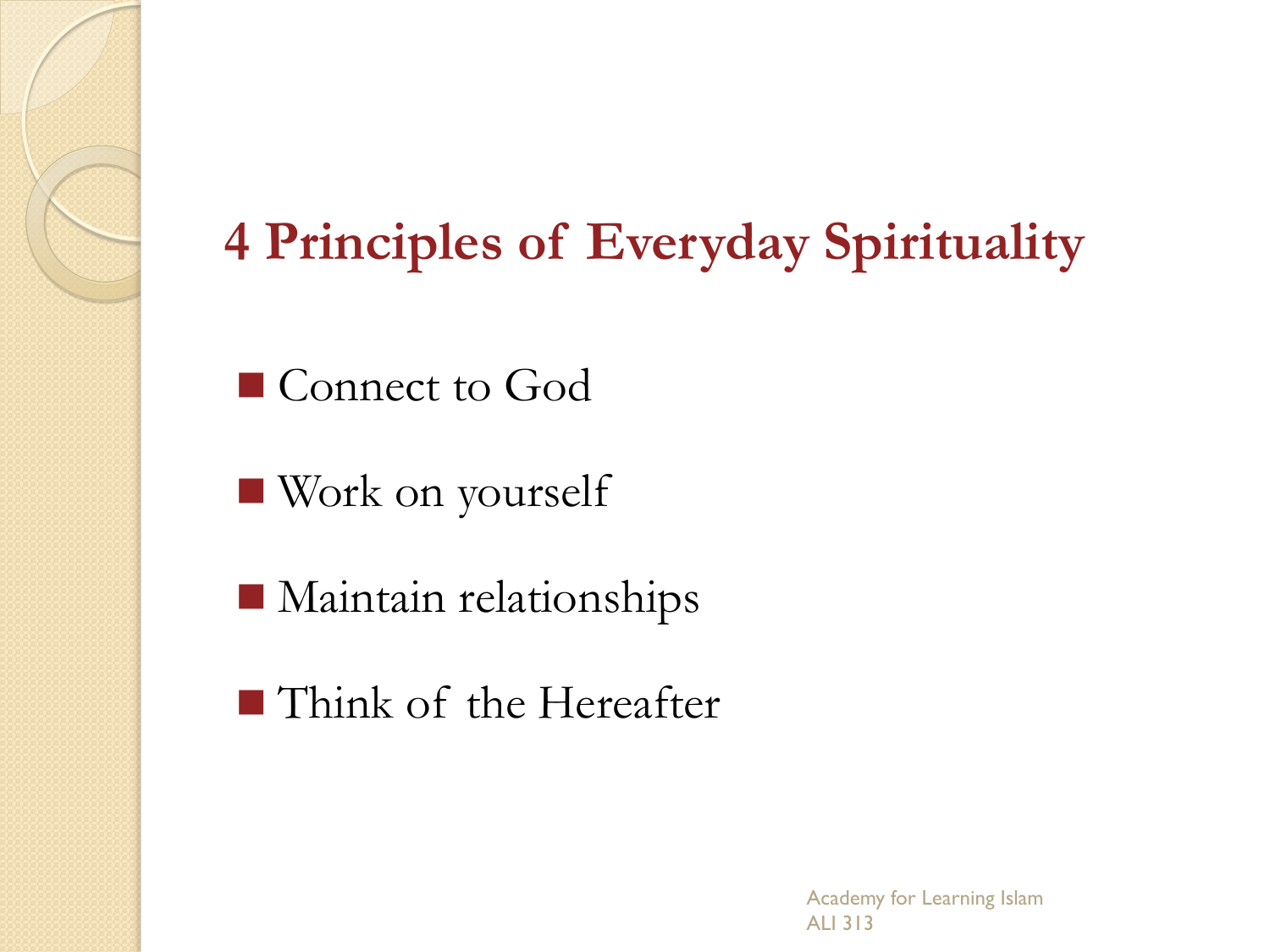# 4 Principles of Everyday Spirituality

- Connect to God
- Work on yourself
- Maintain relationships
- Think of the Hereafter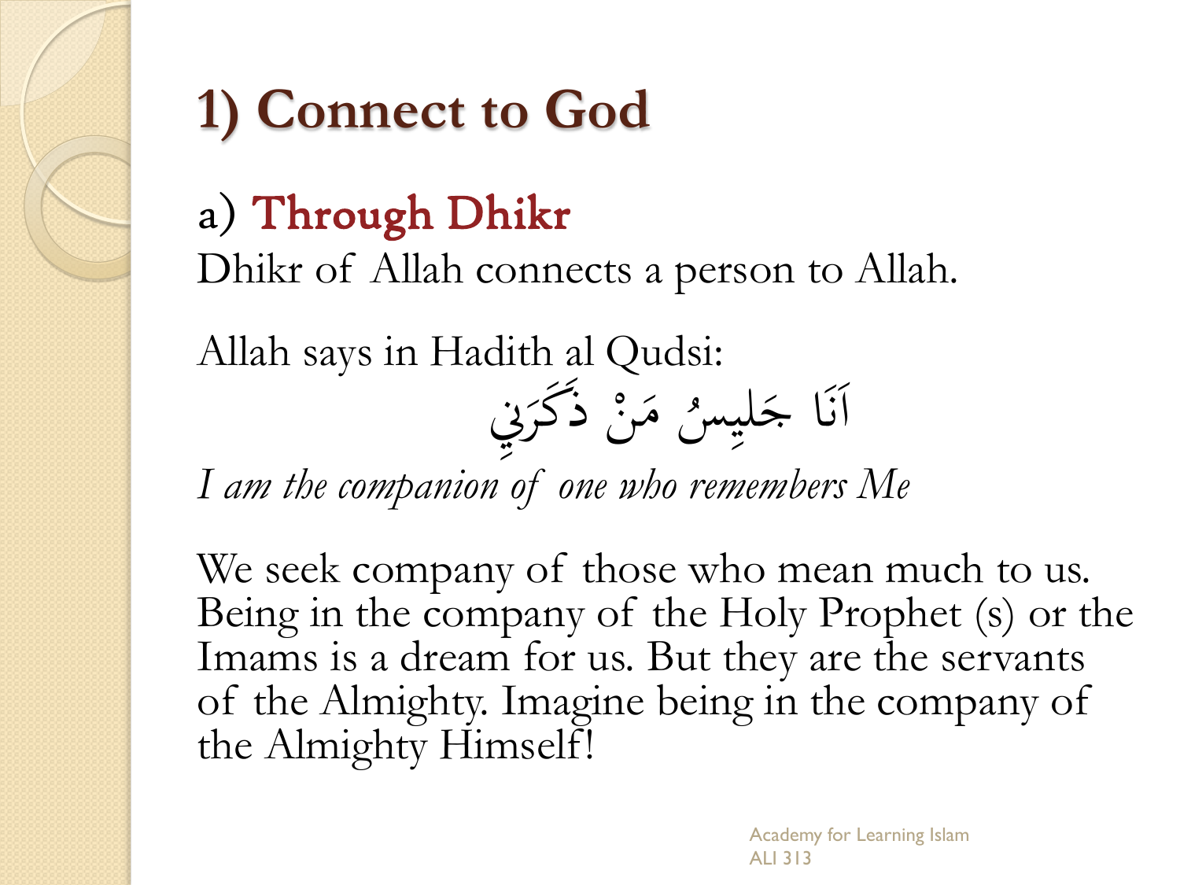# 1) Connect to God

## a) Through Dhikr

Dhikr of Allah connects a person to Allah.

Allah says in Hadith al Qudsi:

أَنَا جَلِيسُ مَنْ ذَكَرَنِي

*I am the companion of one who remembers Me*

We seek company of those who mean much to us. Being in the company of the Holy Prophet (s) or the Imams is a dream for us. But they are the servants of the Almighty. Imagine being in the company of the Almighty Himself!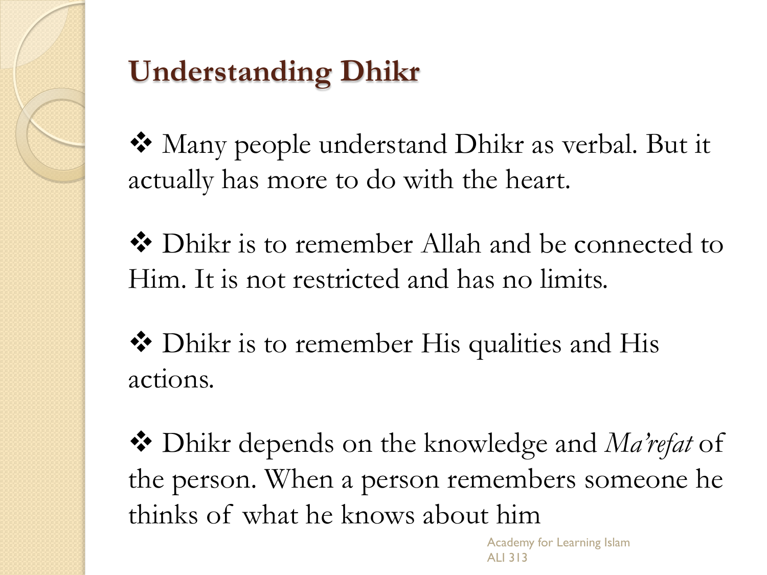## Understanding Dhikr

- Many people understand Dhikr as verbal. But it actually has more to do with the heart.
- Dhikr is to remember Allah and be connected to Him. It is not restricted and has no limits.
- Dhikr is to remember His qualities and His actions.
- Dhikr depends on the knowledge and *Ma'refat* of the person. When a person remembers someone he thinks of what he knows about him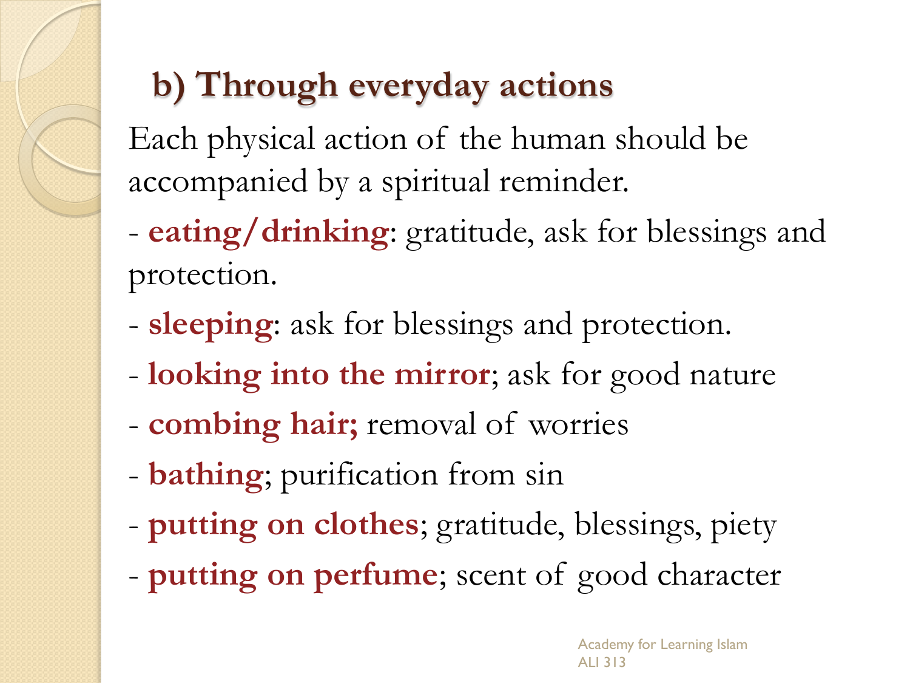## b) Through everyday actions

Each physical action of the human should be accompanied by a spiritual reminder.

- **eating/drinking**: gratitude, ask for blessings and protection.
- **sleeping**: ask for blessings and protection.
- **looking into the mirror**; ask for good nature
- **combing hair;** removal of worries
- **bathing**; purification from sin
- **putting on clothes**; gratitude, blessings, piety
- **putting on perfume**; scent of good character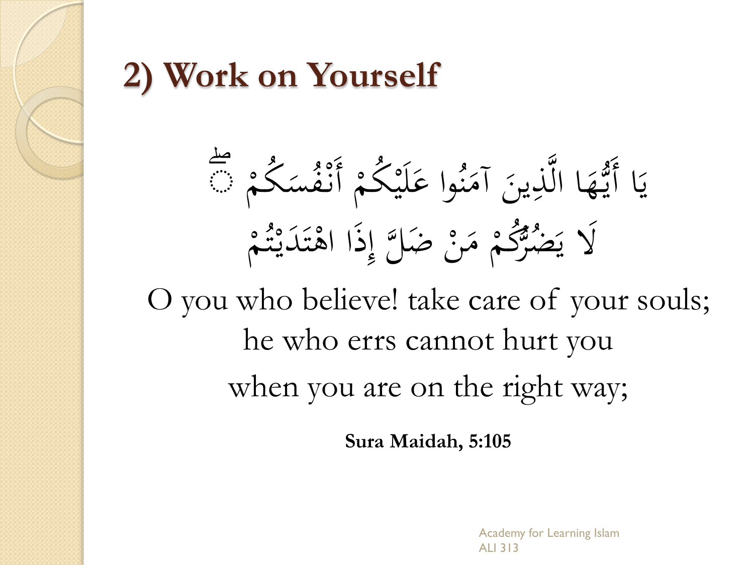## 2) Work on Yourself

يَا أَيُّهَا الَّذِينَ آمَنُوا عَلَيْكُمْ أَنْفُسَكُمْ ۖ
لَا يَضُرُّكُمْ مَنْ ضَلَّ إِذَا اهْتَدَيْتُمْ

O you who believe! take care of your souls;
he who errs cannot hurt you
when you are on the right way;

**Sura Maidah, 5:105**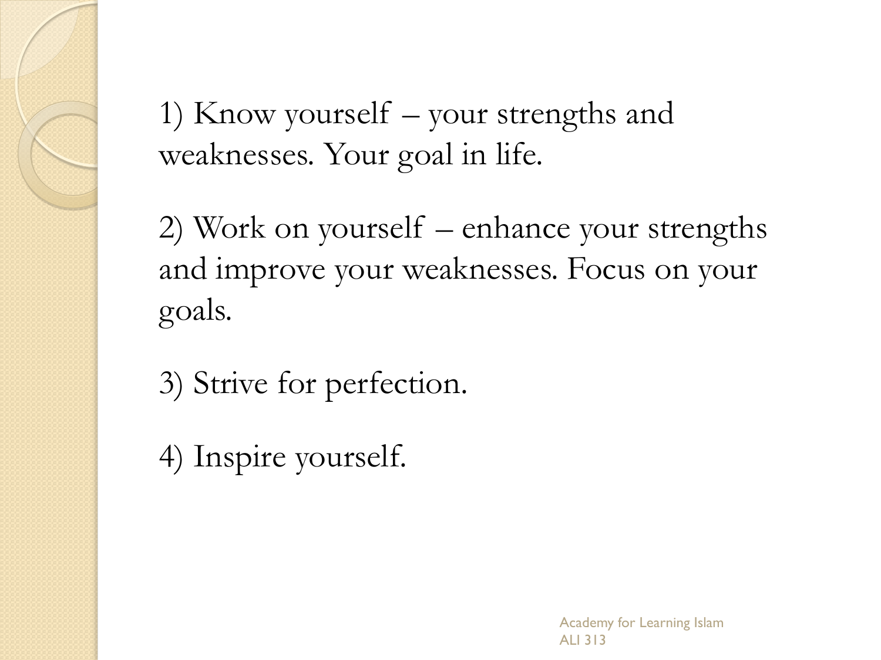1) Know yourself – your strengths and weaknesses. Your goal in life.

2) Work on yourself – enhance your strengths and improve your weaknesses. Focus on your goals.

3) Strive for perfection.

4) Inspire yourself.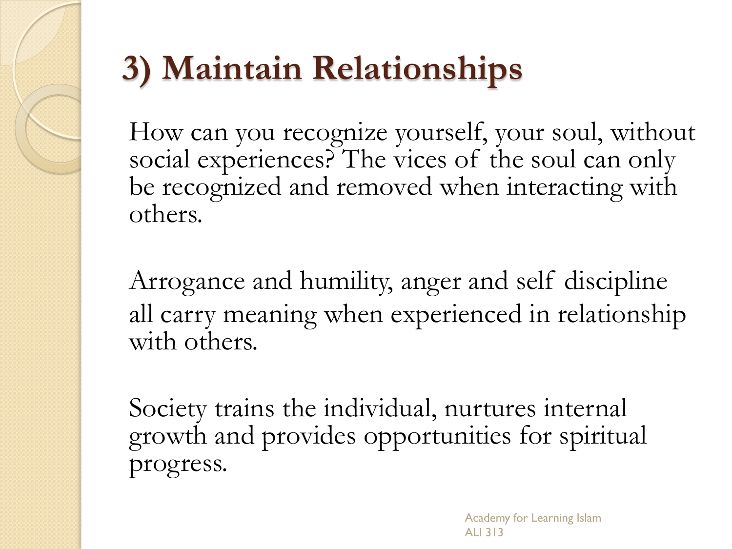# 3) Maintain Relationships

How can you recognize yourself, your soul, without social experiences? The vices of the soul can only be recognized and removed when interacting with others.

Arrogance and humility, anger and self discipline all carry meaning when experienced in relationship with others.

Society trains the individual, nurtures internal growth and provides opportunities for spiritual progress.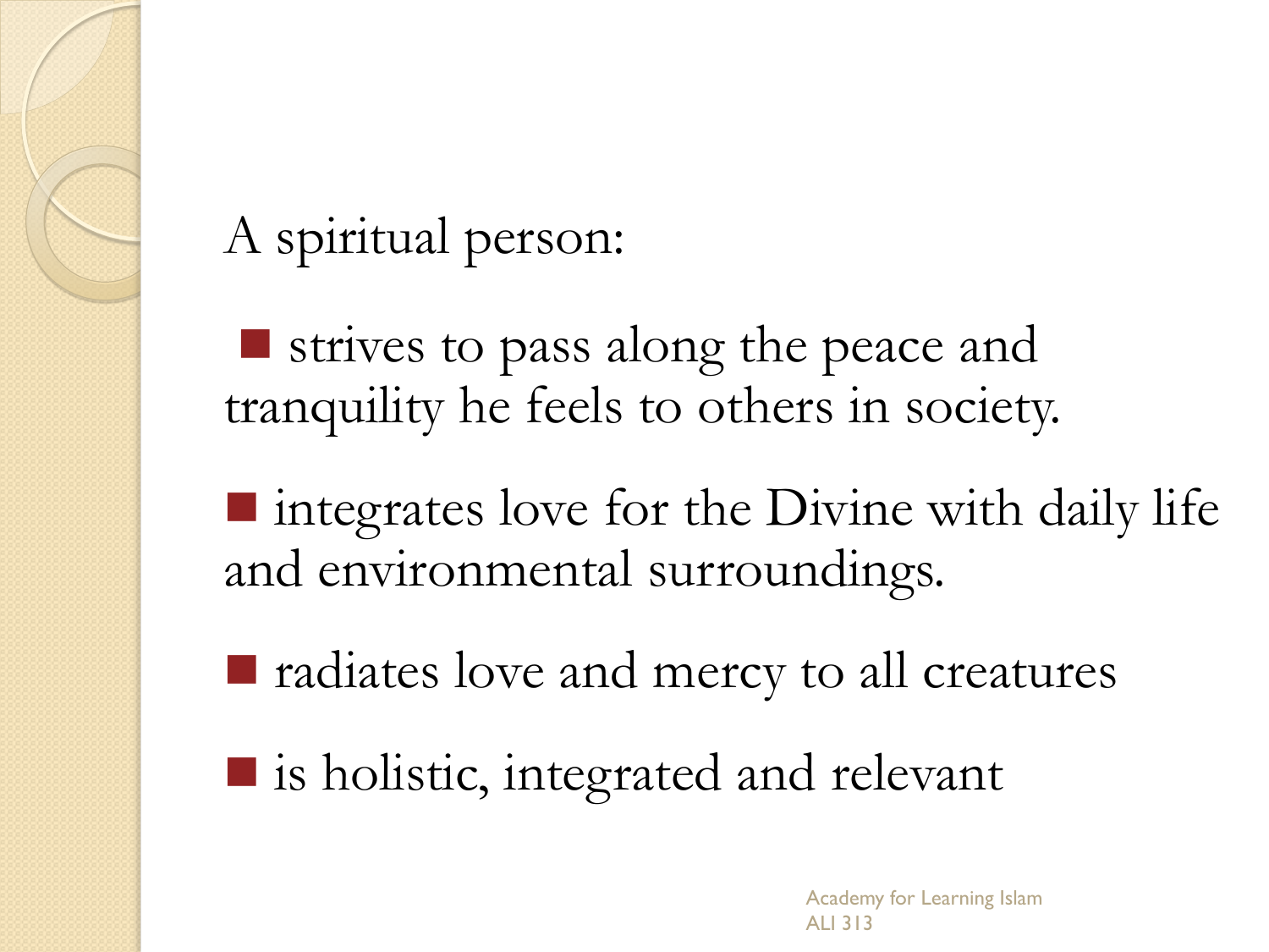A spiritual person:

- strives to pass along the peace and tranquility he feels to others in society.
- integrates love for the Divine with daily life and environmental surroundings.
- radiates love and mercy to all creatures
- is holistic, integrated and relevant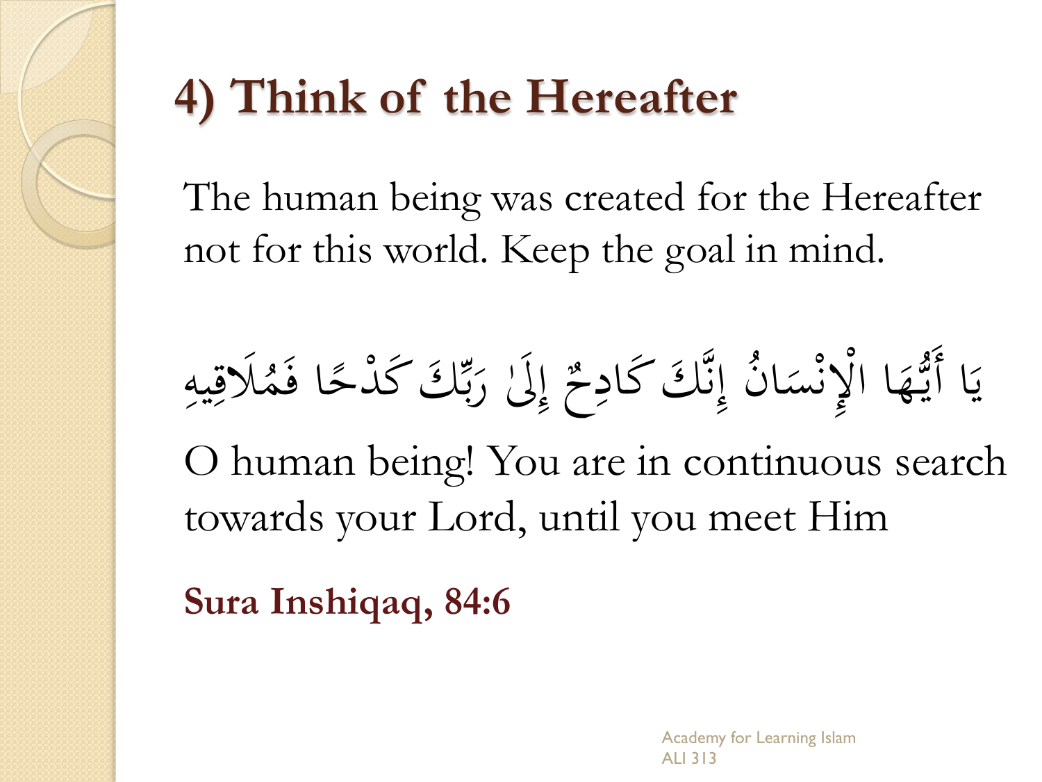# 4) Think of the Hereafter

The human being was created for the Hereafter not for this world. Keep the goal in mind.

يَا أَيُّهَا الْإِنْسَانُ إِنَّكَ كَادِحٌ إِلَىٰ رَبِّكَ كَدْحًا فَمُلَاقِيهِ

O human being! You are in continuous search towards your Lord, until you meet Him

**Sura Inshiqaq, 84:6**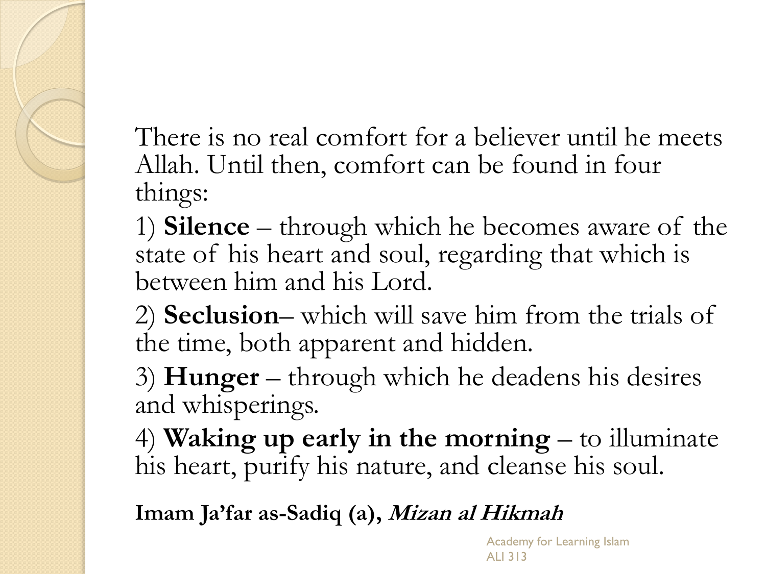There is no real comfort for a believer until he meets Allah. Until then, comfort can be found in four things:

1) **Silence** – through which he becomes aware of the state of his heart and soul, regarding that which is between him and his Lord.

2) **Seclusion**– which will save him from the trials of the time, both apparent and hidden.

3) **Hunger** – through which he deadens his desires and whisperings.

4) **Waking up early in the morning** – to illuminate his heart, purify his nature, and cleanse his soul.

**Imam Ja'far as-Sadiq (a), *Mizan al Hikmah***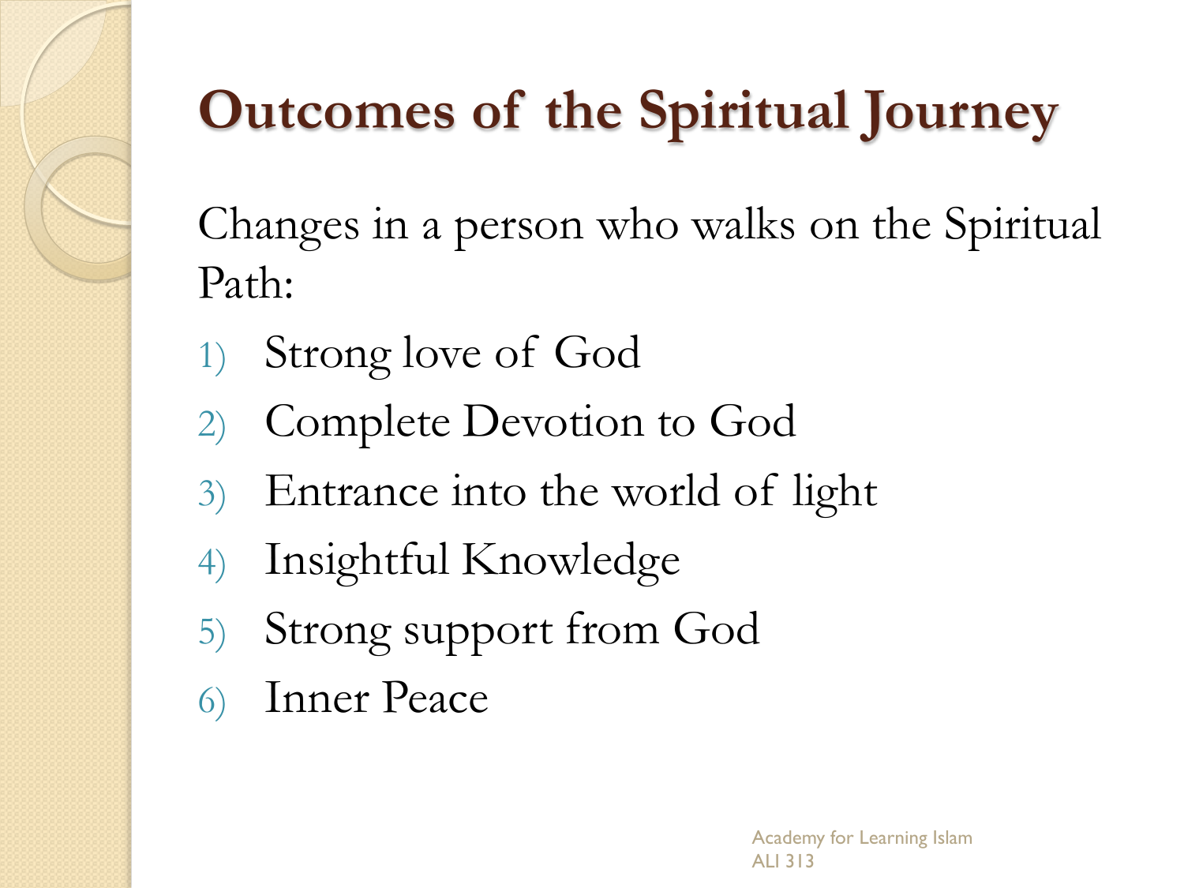# Outcomes of the Spiritual Journey

Changes in a person who walks on the Spiritual Path:

1) Strong love of God
2) Complete Devotion to God
3) Entrance into the world of light
4) Insightful Knowledge
5) Strong support from God
6) Inner Peace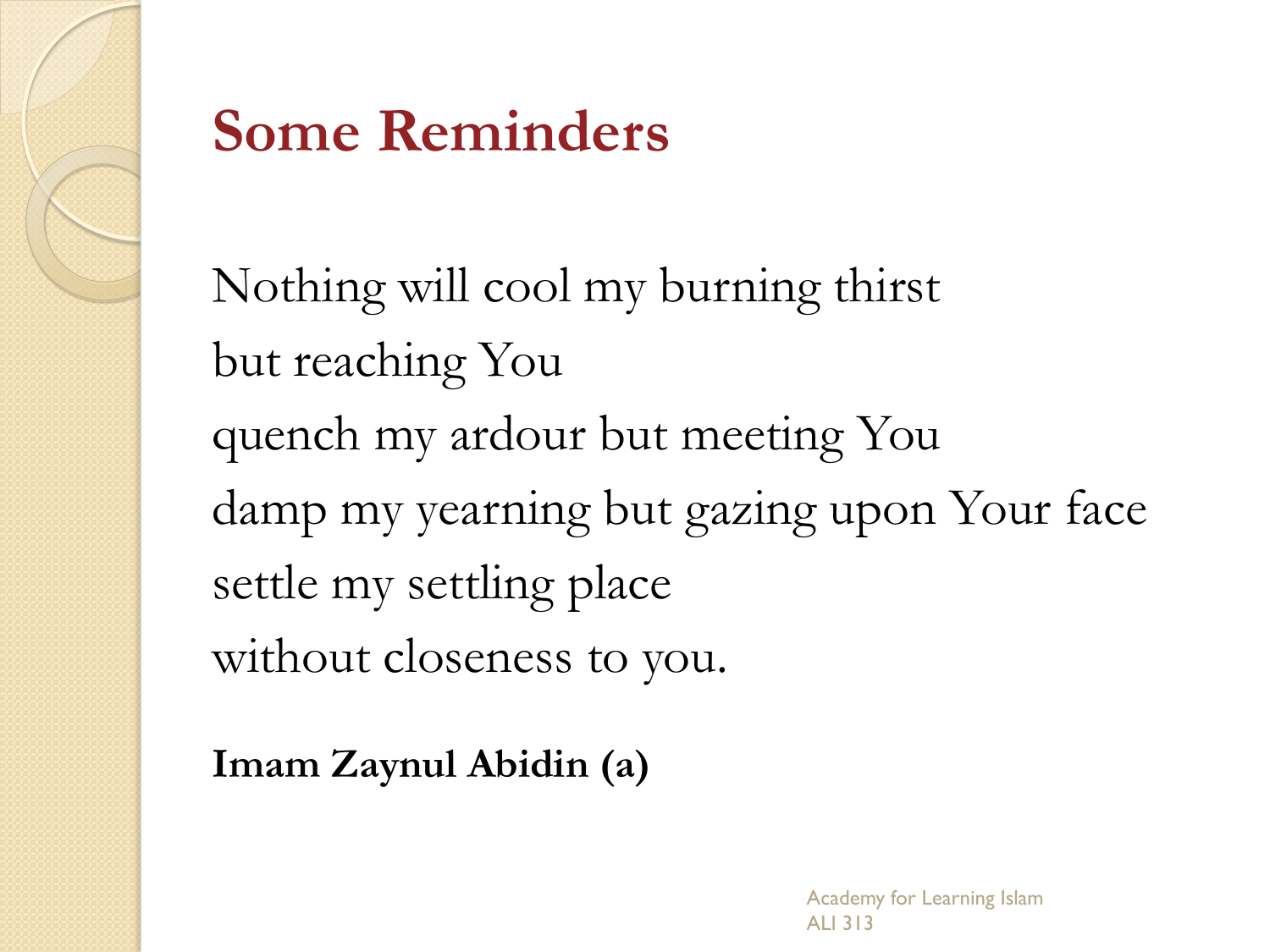# Some Reminders

Nothing will cool my burning thirst
but reaching You
quench my ardour but meeting You
damp my yearning but gazing upon Your face
settle my settling place
without closeness to you.

**Imam Zaynul Abidin (a)**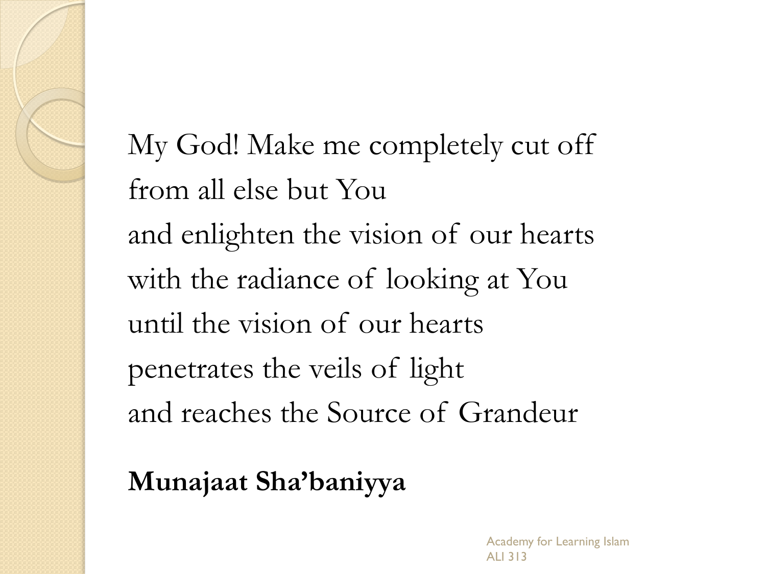My God! Make me completely cut off
from all else but You
and enlighten the vision of our hearts
with the radiance of looking at You
until the vision of our hearts
penetrates the veils of light
and reaches the Source of Grandeur

**Munajaat Sha'baniyya**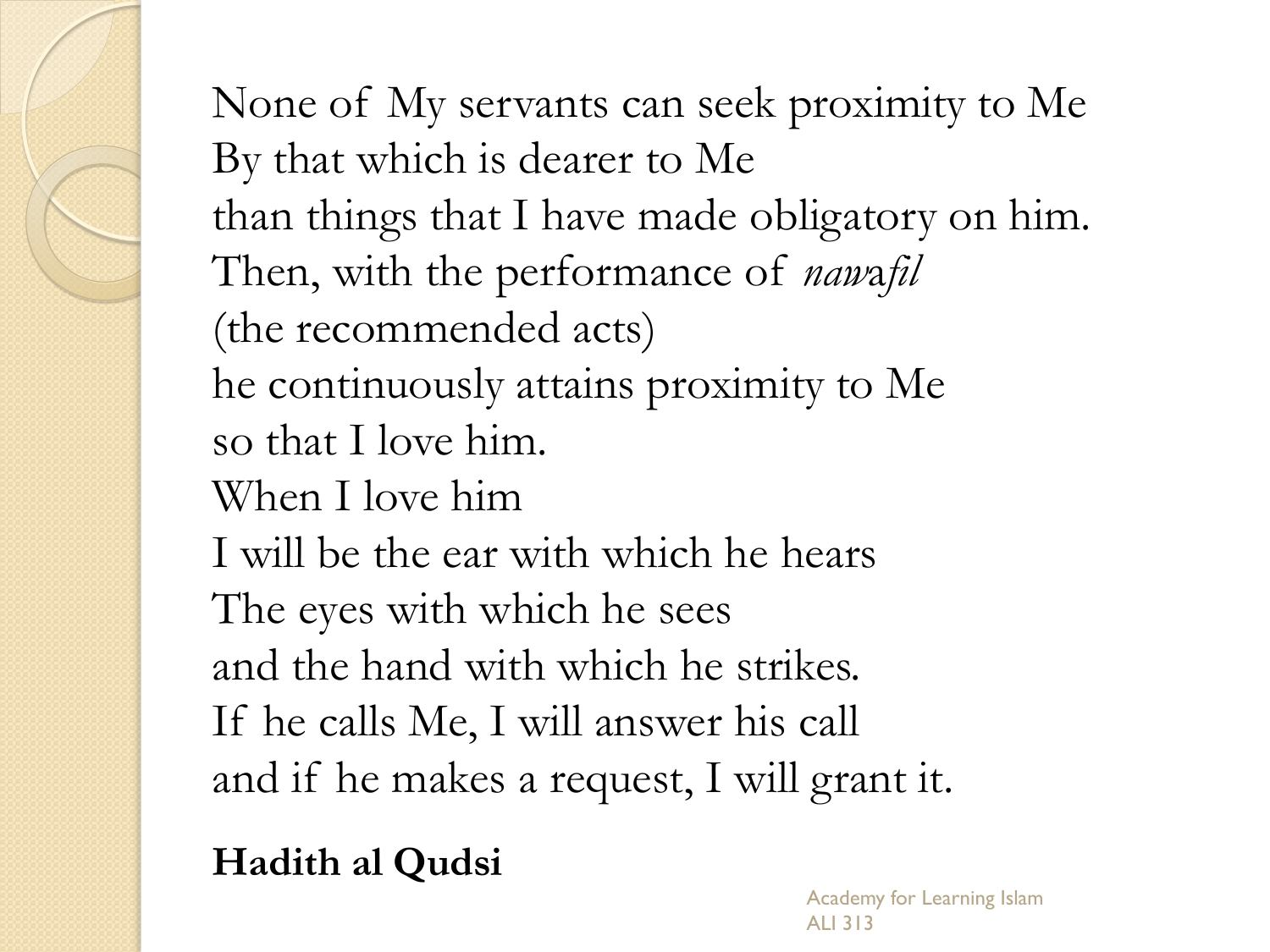None of My servants can seek proximity to Me
By that which is dearer to Me
than things that I have made obligatory on him.
Then, with the performance of *nawafil*
(the recommended acts)
he continuously attains proximity to Me
so that I love him.
When I love him
I will be the ear with which he hears
The eyes with which he sees
and the hand with which he strikes.
If he calls Me, I will answer his call
and if he makes a request, I will grant it.

**Hadith al Qudsi**